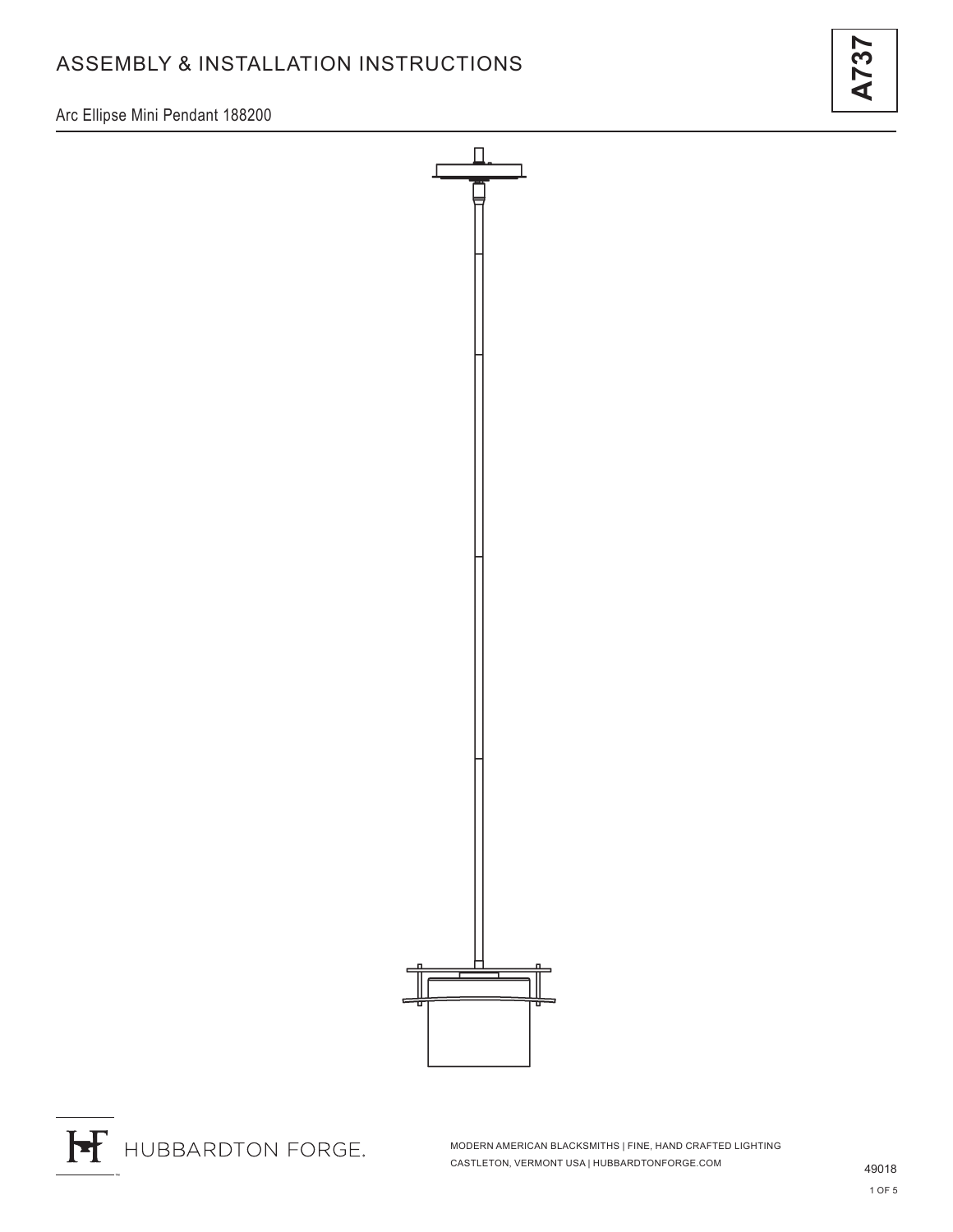# ASSEMBLY & INSTALLATION INSTRUCTIONS

**A737**

Arc Ellipse Mini Pendant 188200

HUBBARDTON FORGE.

MODERN AMERICAN BLACKSMITHS | FINE, HAND CRAFTED LIGHTING
CASTLETON, VERMONT USA | HUBBARDTONFORGE.COM

49018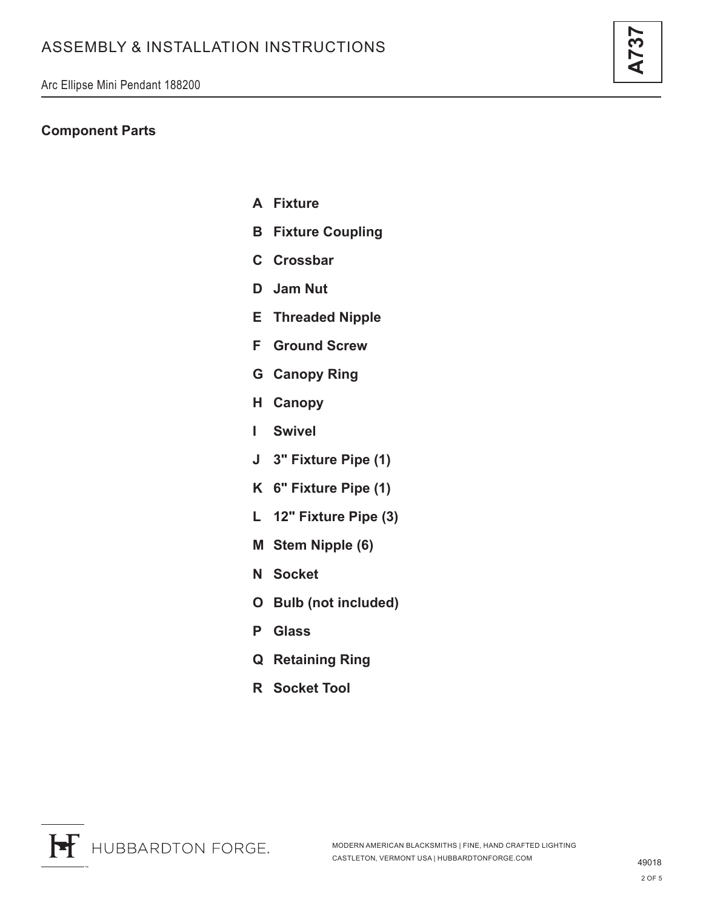## Component Parts

- **A Fixture**
- **B Fixture Coupling**
- **C Crossbar**
- **D Jam Nut**
- **E Threaded Nipple**
- **F Ground Screw**
- **G Canopy Ring**
- **H Canopy**
- **I Swivel**
- **J 3" Fixture Pipe (1)**
- **K 6" Fixture Pipe (1)**
- **L 12" Fixture Pipe (3)**
- **M Stem Nipple (6)**
- **N Socket**
- **O Bulb (not included)**
- **P Glass**
- **Q Retaining Ring**
- **R Socket Tool**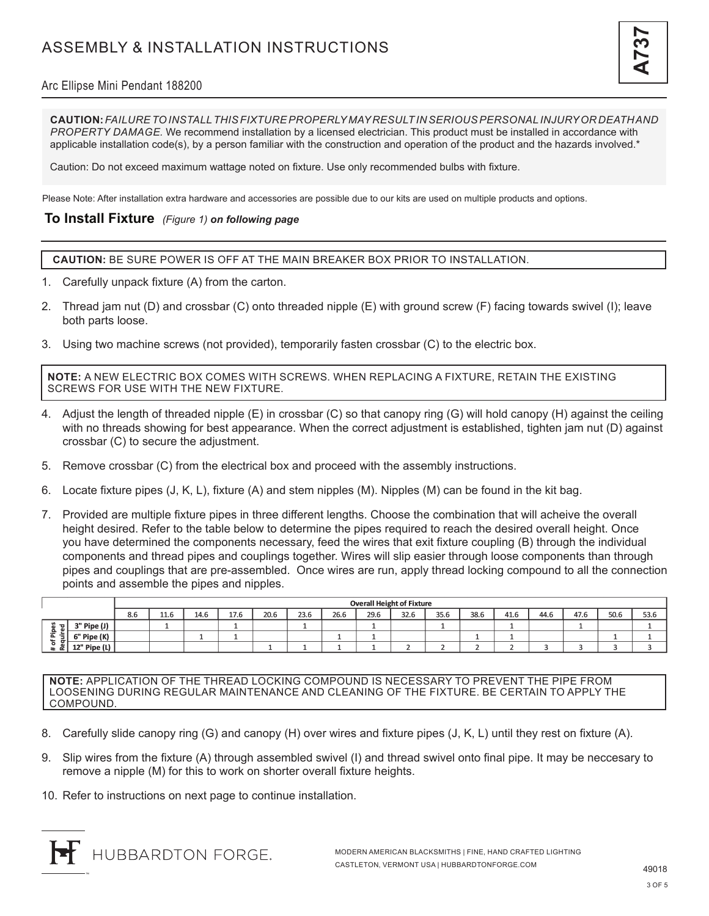# ASSEMBLY & INSTALLATION INSTRUCTIONS

Arc Ellipse Mini Pendant 188200

**CAUTION:** *FAILURE TO INSTALL THIS FIXTURE PROPERLY MAY RESULT IN SERIOUS PERSONAL INJURY OR DEATH AND PROPERTY DAMAGE.* We recommend installation by a licensed electrician. This product must be installed in accordance with applicable installation code(s), by a person familiar with the construction and operation of the product and the hazards involved.*

Caution: Do not exceed maximum wattage noted on fixture. Use only recommended bulbs with fixture.

Please Note: After installation extra hardware and accessories are possible due to our kits are used on multiple products and options.

## To Install Fixture *(Figure 1)* ***on following page***

**CAUTION:** BE SURE POWER IS OFF AT THE MAIN BREAKER BOX PRIOR TO INSTALLATION.

1. Carefully unpack fixture (A) from the carton.
2. Thread jam nut (D) and crossbar (C) onto threaded nipple (E) with ground screw (F) facing towards swivel (I); leave both parts loose.
3. Using two machine screws (not provided), temporarily fasten crossbar (C) to the electric box.

**NOTE:** A NEW ELECTRIC BOX COMES WITH SCREWS. WHEN REPLACING A FIXTURE, RETAIN THE EXISTING SCREWS FOR USE WITH THE NEW FIXTURE.

4. Adjust the length of threaded nipple (E) in crossbar (C) so that canopy ring (G) will hold canopy (H) against the ceiling with no threads showing for best appearance. When the correct adjustment is established, tighten jam nut (D) against crossbar (C) to secure the adjustment.
5. Remove crossbar (C) from the electrical box and proceed with the assembly instructions.
6. Locate fixture pipes (J, K, L), fixture (A) and stem nipples (M). Nipples (M) can be found in the kit bag.
7. Provided are multiple fixture pipes in three different lengths. Choose the combination that will acheive the overall height desired. Refer to the table below to determine the pipes required to reach the desired overall height. Once you have determined the components necessary, feed the wires that exit fixture coupling (B) through the individual components and thread pipes and couplings together. Wires will slip easier through loose components than through pipes and couplings that are pre-assembled. Once wires are run, apply thread locking compound to all the connection points and assemble the pipes and nipples.

| | | Overall Height of Fixture | | | | | | | | | | | | | | | |
|---|---|---|---|---|---|---|---|---|---|---|---|---|---|---|---|---|---|
| | | 8.6 | 11.6 | 14.6 | 17.6 | 20.6 | 23.6 | 26.6 | 29.6 | 32.6 | 35.6 | 38.6 | 41.6 | 44.6 | 47.6 | 50.6 | 53.6 |
| # of Pipes Required | 3" Pipe (J) | | 1 | | 1 | | 1 | | 1 | | 1 | | 1 | | 1 | | 1 |
| | 6" Pipe (K) | | | 1 | 1 | | | 1 | 1 | | | 1 | 1 | | | 1 | 1 |
| | 12" Pipe (L) | | | | | 1 | 1 | 1 | 1 | 2 | 2 | 2 | 2 | 3 | 3 | 3 | 3 |

**NOTE:** APPLICATION OF THE THREAD LOCKING COMPOUND IS NECESSARY TO PREVENT THE PIPE FROM LOOSENING DURING REGULAR MAINTENANCE AND CLEANING OF THE FIXTURE. BE CERTAIN TO APPLY THE COMPOUND.

8. Carefully slide canopy ring (G) and canopy (H) over wires and fixture pipes (J, K, L) until they rest on fixture (A).
9. Slip wires from the fixture (A) through assembled swivel (I) and thread swivel onto final pipe. It may be neccesary to remove a nipple (M) for this to work on shorter overall fixture heights.
10. Refer to instructions on next page to continue installation.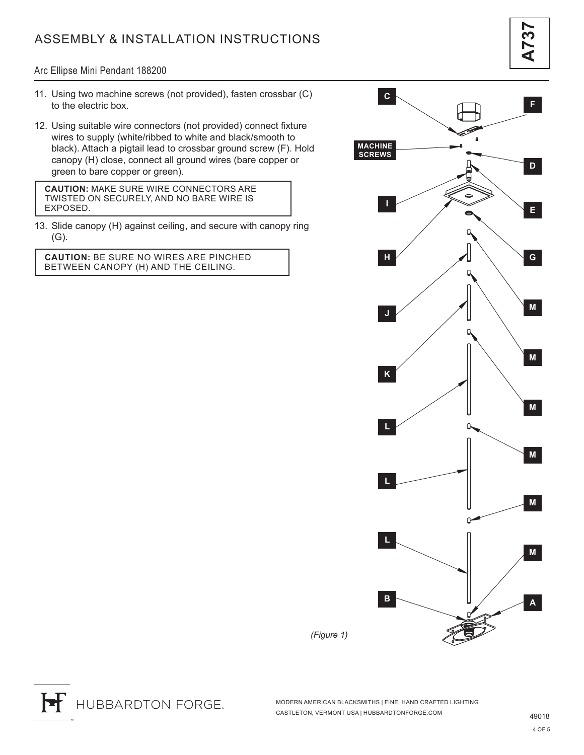# ASSEMBLY & INSTALLATION INSTRUCTIONS

## Arc Ellipse Mini Pendant 188200

11. Using two machine screws (not provided), fasten crossbar (C) to the electric box.

12. Using suitable wire connectors (not provided) connect fixture wires to supply (white/ribbed to white and black/smooth to black). Attach a pigtail lead to crossbar ground screw (F). Hold canopy (H) close, connect all ground wires (bare copper or green to bare copper or green).

> **CAUTION:** MAKE SURE WIRE CONNECTORS ARE TWISTED ON SECURELY, AND NO BARE WIRE IS EXPOSED.

13. Slide canopy (H) against ceiling, and secure with canopy ring (G).

> **CAUTION:** BE SURE NO WIRES ARE PINCHED BETWEEN CANOPY (H) AND THE CEILING.

C, F, MACHINE SCREWS, D, I, E, H, G, J, M, M, K, M, L, M, L, M, L, M, B, A

*(Figure 1)*

HUBBARDTON FORGE.

MODERN AMERICAN BLACKSMITHS | FINE, HAND CRAFTED LIGHTING
CASTLETON, VERMONT USA | HUBBARDTONFORGE.COM

49018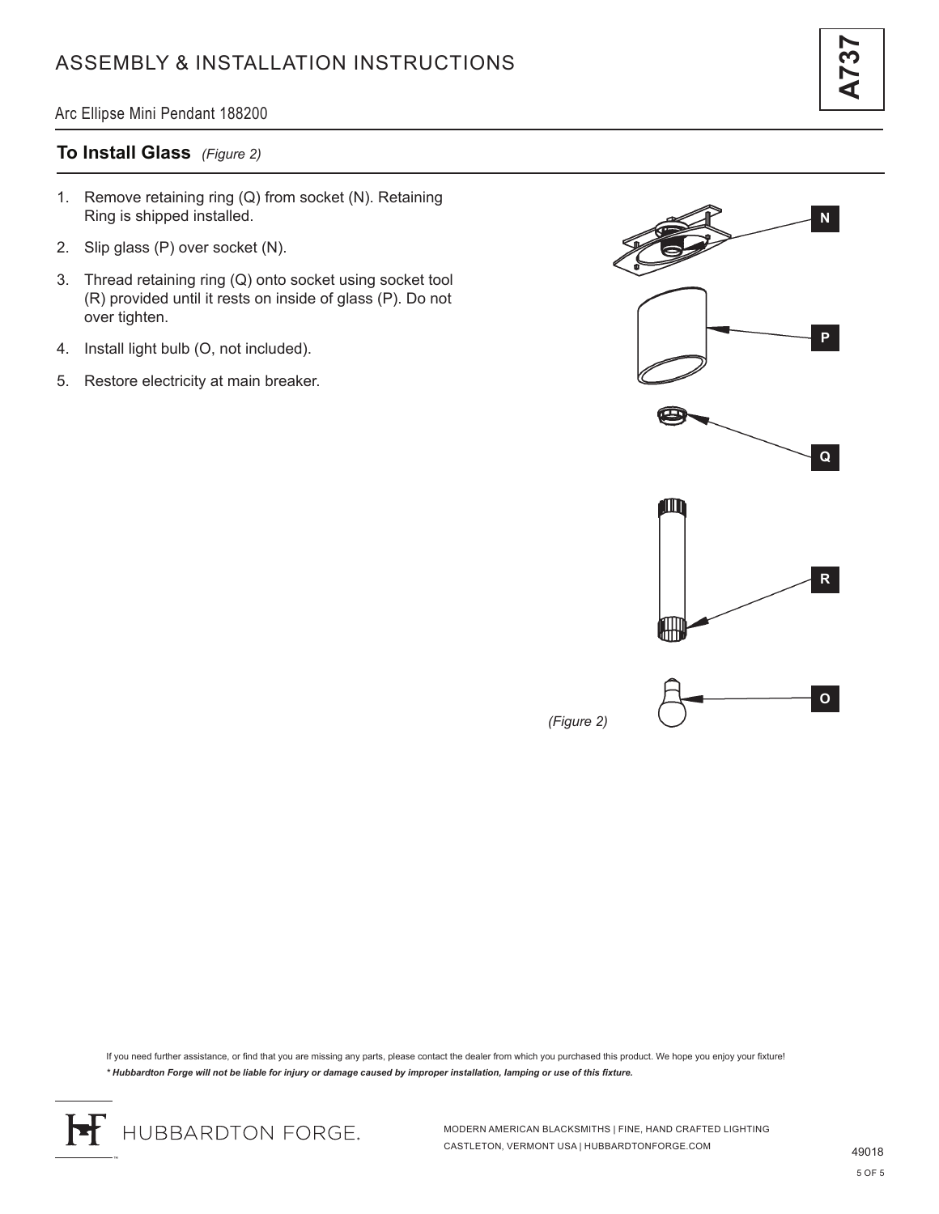# ASSEMBLY & INSTALLATION INSTRUCTIONS

Arc Ellipse Mini Pendant 188200

A737

## To Install Glass *(Figure 2)*

1. Remove retaining ring (Q) from socket (N). Retaining Ring is shipped installed.
2. Slip glass (P) over socket (N).
3. Thread retaining ring (Q) onto socket using socket tool (R) provided until it rests on inside of glass (P). Do not over tighten.
4. Install light bulb (O, not included).
5. Restore electricity at main breaker.

N

P

Q

R

O

*(Figure 2)*

If you need further assistance, or find that you are missing any parts, please contact the dealer from which you purchased this product. We hope you enjoy your fixture!

***\* Hubbardton Forge will not be liable for injury or damage caused by improper installation, lamping or use of this fixture.***

HUBBARDTON FORGE.

MODERN AMERICAN BLACKSMITHS | FINE, HAND CRAFTED LIGHTING
CASTLETON, VERMONT USA | HUBBARDTONFORGE.COM

49018